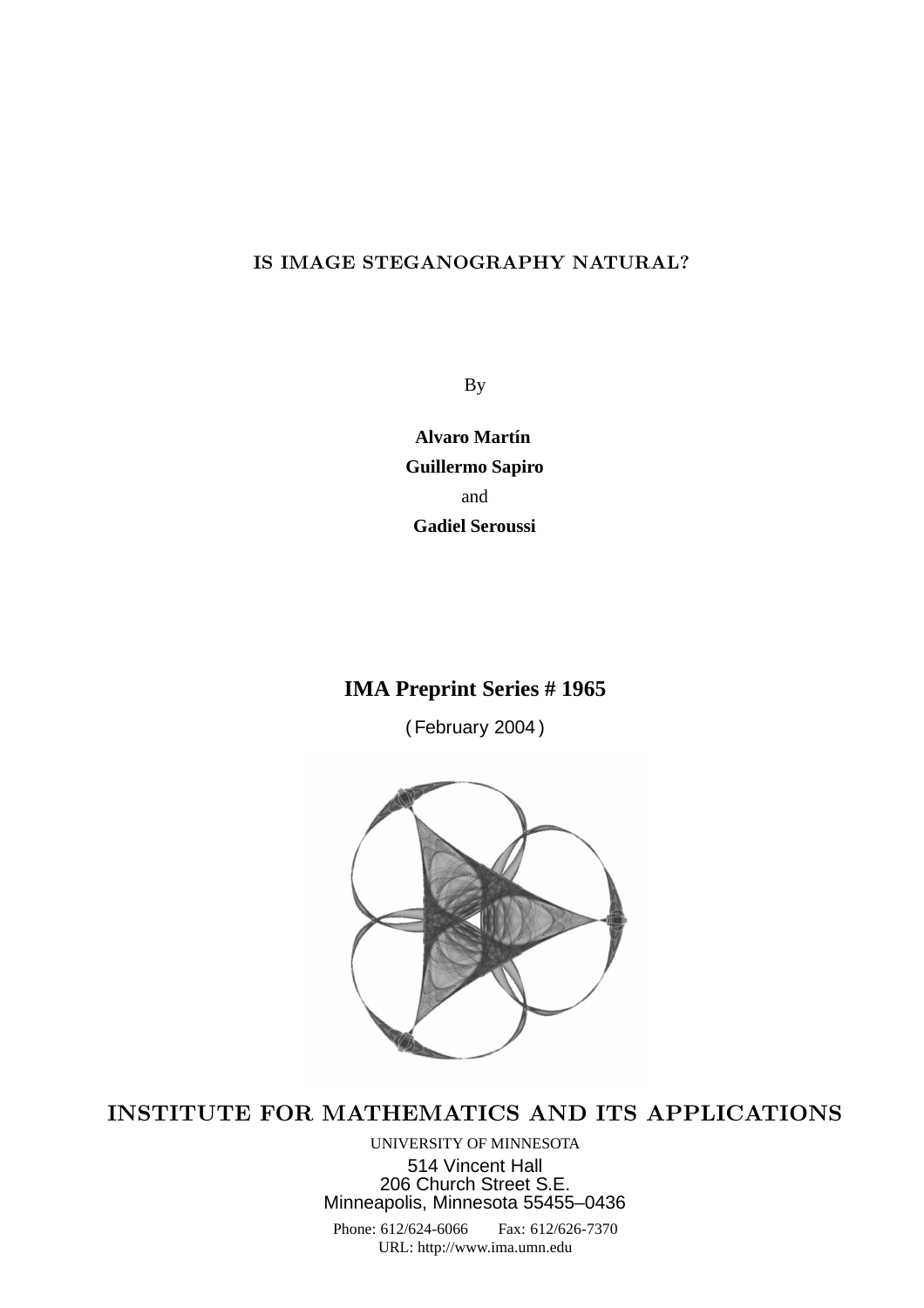# IS IMAGE STEGANOGRAPHY NATURAL?

By

**Alvaro Martín**

**Guillermo Sapiro**

and

**Gadiel Seroussi**

**IMA Preprint Series # 1965**

( February 2004 )

INSTITUTE FOR MATHEMATICS AND ITS APPLICATIONS

UNIVERSITY OF MINNESOTA

514 Vincent Hall
206 Church Street S.E.
Minneapolis, Minnesota 55455–0436

Phone: 612/624-6066 Fax: 612/626-7370
URL: http://www.ima.umn.edu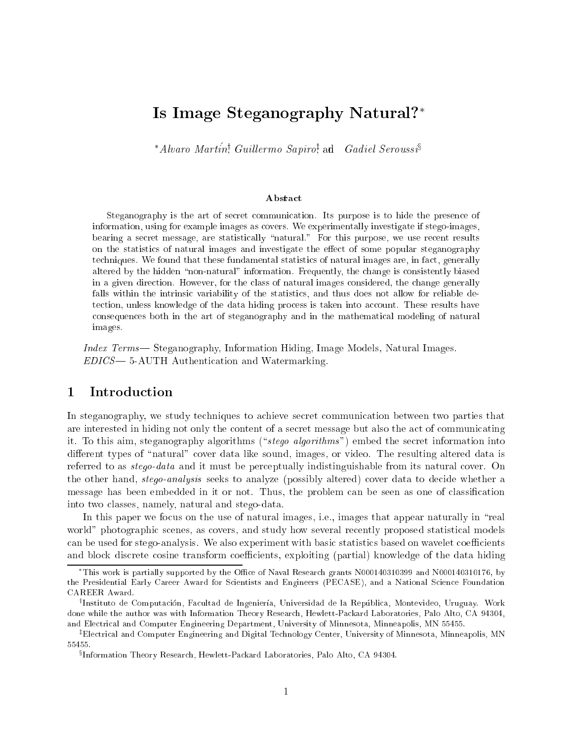# Is Image Steganography Natural?*

*Alvaro Martín[†], Guillermo Sapiro[‡], and Gadiel Seroussi[§]

### Abstract

Steganography is the art of secret communication. Its purpose is to hide the presence of information, using for example images as covers. We experimentally investigate if stego-images, bearing a secret message, are statistically "natural." For this purpose, we use recent results on the statistics of natural images and investigate the effect of some popular steganography techniques. We found that these fundamental statistics of natural images are, in fact, generally altered by the hidden "non-natural" information. Frequently, the change is consistently biased in a given direction. However, for the class of natural images considered, the change generally falls within the intrinsic variability of the statistics, and thus does not allow for reliable detection, unless knowledge of the data hiding process is taken into account. These results have consequences both in the art of steganography and in the mathematical modeling of natural images.

*Index Terms*— Steganography, Information Hiding, Image Models, Natural Images.
*EDICS*— 5-AUTH Authentication and Watermarking.

## 1 Introduction

In steganography, we study techniques to achieve secret communication between two parties that are interested in hiding not only the content of a secret message but also the act of communicating it. To this aim, steganography algorithms ("*stego algorithms*") embed the secret information into different types of "natural" cover data like sound, images, or video. The resulting altered data is referred to as *stego-data* and it must be perceptually indistinguishable from its natural cover. On the other hand, *stego-analysis* seeks to analyze (possibly altered) cover data to decide whether a message has been embedded in it or not. Thus, the problem can be seen as one of classification into two classes, namely, natural and stego-data.

In this paper we focus on the use of natural images, i.e., images that appear naturally in "real world" photographic scenes, as covers, and study how several recently proposed statistical models can be used for stego-analysis. We also experiment with basic statistics based on wavelet coefficients and block discrete cosine transform coefficients, exploiting (partial) knowledge of the data hiding

---

*This work is partially supported by the Office of Naval Research grants N000140310399 and N000140310176, by the Presidential Early Career Award for Scientists and Engineers (PECASE), and a National Science Foundation CAREER Award.

[†]Instituto de Computación, Facultad de Ingeniería, Universidad de la República, Montevideo, Uruguay. Work done while the author was with Information Theory Research, Hewlett-Packard Laboratories, Palo Alto, CA 94304, and Electrical and Computer Engineering Department, University of Minnesota, Minneapolis, MN 55455.

[‡]Electrical and Computer Engineering and Digital Technology Center, University of Minnesota, Minneapolis, MN 55455.

[§]Information Theory Research, Hewlett-Packard Laboratories, Palo Alto, CA 94304.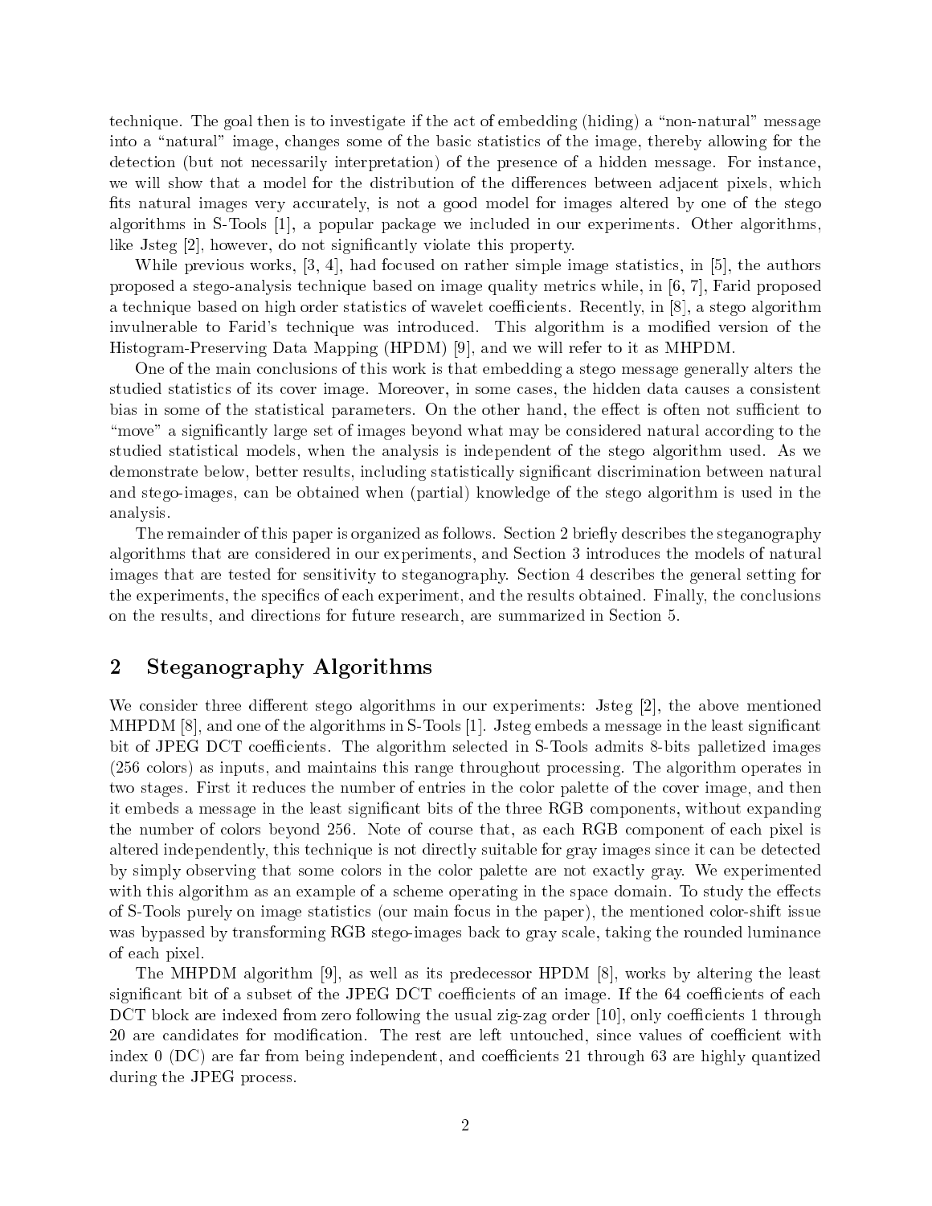technique. The goal then is to investigate if the act of embedding (hiding) a "non-natural" message into a "natural" image, changes some of the basic statistics of the image, thereby allowing for the detection (but not necessarily interpretation) of the presence of a hidden message. For instance, we will show that a model for the distribution of the differences between adjacent pixels, which fits natural images very accurately, is not a good model for images altered by one of the stego algorithms in S-Tools [1], a popular package we included in our experiments. Other algorithms, like Jsteg [2], however, do not significantly violate this property.

While previous works, [3, 4], had focused on rather simple image statistics, in [5], the authors proposed a stego-analysis technique based on image quality metrics while, in [6, 7], Farid proposed a technique based on high order statistics of wavelet coefficients. Recently, in [8], a stego algorithm invulnerable to Farid's technique was introduced. This algorithm is a modified version of the Histogram-Preserving Data Mapping (HPDM) [9], and we will refer to it as MHPDM.

One of the main conclusions of this work is that embedding a stego message generally alters the studied statistics of its cover image. Moreover, in some cases, the hidden data causes a consistent bias in some of the statistical parameters. On the other hand, the effect is often not sufficient to "move" a significantly large set of images beyond what may be considered natural according to the studied statistical models, when the analysis is independent of the stego algorithm used. As we demonstrate below, better results, including statistically significant discrimination between natural and stego-images, can be obtained when (partial) knowledge of the stego algorithm is used in the analysis.

The remainder of this paper is organized as follows. Section 2 briefly describes the steganography algorithms that are considered in our experiments, and Section 3 introduces the models of natural images that are tested for sensitivity to steganography. Section 4 describes the general setting for the experiments, the specifics of each experiment, and the results obtained. Finally, the conclusions on the results, and directions for future research, are summarized in Section 5.

## 2 Steganography Algorithms

We consider three different stego algorithms in our experiments: Jsteg [2], the above mentioned MHPDM [8], and one of the algorithms in S-Tools [1]. Jsteg embeds a message in the least significant bit of JPEG DCT coefficients. The algorithm selected in S-Tools admits 8-bits palletized images (256 colors) as inputs, and maintains this range throughout processing. The algorithm operates in two stages. First it reduces the number of entries in the color palette of the cover image, and then it embeds a message in the least significant bits of the three RGB components, without expanding the number of colors beyond 256. Note of course that, as each RGB component of each pixel is altered independently, this technique is not directly suitable for gray images since it can be detected by simply observing that some colors in the color palette are not exactly gray. We experimented with this algorithm as an example of a scheme operating in the space domain. To study the effects of S-Tools purely on image statistics (our main focus in the paper), the mentioned color-shift issue was bypassed by transforming RGB stego-images back to gray scale, taking the rounded luminance of each pixel.

The MHPDM algorithm [9], as well as its predecessor HPDM [8], works by altering the least significant bit of a subset of the JPEG DCT coefficients of an image. If the 64 coefficients of each DCT block are indexed from zero following the usual zig-zag order [10], only coefficients 1 through 20 are candidates for modification. The rest are left untouched, since values of coefficient with index 0 (DC) are far from being independent, and coefficients 21 through 63 are highly quantized during the JPEG process.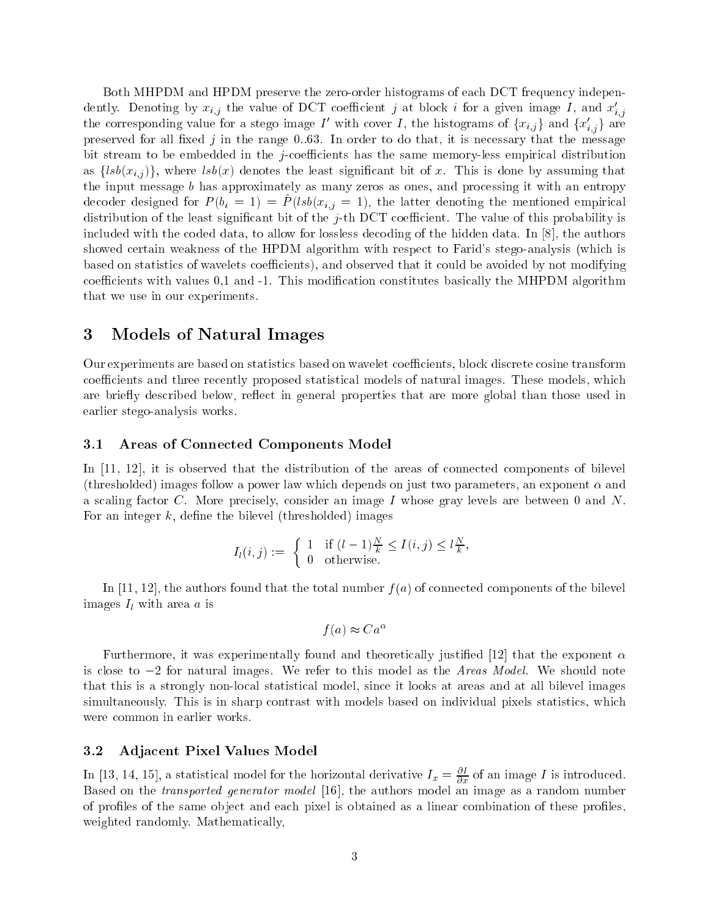Both MHPDM and HPDM preserve the zero-order histograms of each DCT frequency independently. Denoting by $x_{i,j}$ the value of DCT coefficient $j$ at block $i$ for a given image $I$, and $x'_{i,j}$ the corresponding value for a stego image $I'$ with cover $I$, the histograms of $\{x_{i,j}\}$ and $\{x'_{i,j}\}$ are preserved for all fixed $j$ in the range 0..63. In order to do that, it is necessary that the message bit stream to be embedded in the $j$-coefficients has the same memory-less empirical distribution as $\{lsb(x_{i,j})\}$, where $lsb(x)$ denotes the least significant bit of $x$. This is done by assuming that the input message $b$ has approximately as many zeros as ones, and processing it with an entropy decoder designed for $P(b_i = 1) = \hat{P}(lsb(x_{i,j} = 1)$, the latter denoting the mentioned empirical distribution of the least significant bit of the $j$-th DCT coefficient. The value of this probability is included with the coded data, to allow for lossless decoding of the hidden data. In [8], the authors showed certain weakness of the HPDM algorithm with respect to Farid's stego-analysis (which is based on statistics of wavelets coefficients), and observed that it could be avoided by not modifying coefficients with values 0,1 and -1. This modification constitutes basically the MHPDM algorithm that we use in our experiments.

# 3 Models of Natural Images

Our experiments are based on statistics based on wavelet coefficients, block discrete cosine transform coefficients and three recently proposed statistical models of natural images. These models, which are briefly described below, reflect in general properties that are more global than those used in earlier stego-analysis works.

## 3.1 Areas of Connected Components Model

In [11, 12], it is observed that the distribution of the areas of connected components of bilevel (thresholded) images follow a power law which depends on just two parameters, an exponent $\alpha$ and a scaling factor $C$. More precisely, consider an image $I$ whose gray levels are between 0 and $N$. For an integer $k$, define the bilevel (thresholded) images

$$I_l(i,j) := \begin{cases} 1 & \text{if } (l-1)\frac{N}{k} \leq I(i,j) \leq l\frac{N}{k}, \\ 0 & \text{otherwise.} \end{cases}$$

In [11, 12], the authors found that the total number $f(a)$ of connected components of the bilevel images $I_l$ with area $a$ is

$$f(a) \approx C a^{\alpha}$$

Furthermore, it was experimentally found and theoretically justified [12] that the exponent $\alpha$ is close to $-2$ for natural images. We refer to this model as the *Areas Model*. We should note that this is a strongly non-local statistical model, since it looks at areas and at all bilevel images simultaneously. This is in sharp contrast with models based on individual pixels statistics, which were common in earlier works.

## 3.2 Adjacent Pixel Values Model

In [13, 14, 15], a statistical model for the horizontal derivative $I_x = \frac{\partial I}{\partial x}$ of an image $I$ is introduced. Based on the *transported generator model* [16], the authors model an image as a random number of profiles of the same object and each pixel is obtained as a linear combination of these profiles, weighted randomly. Mathematically,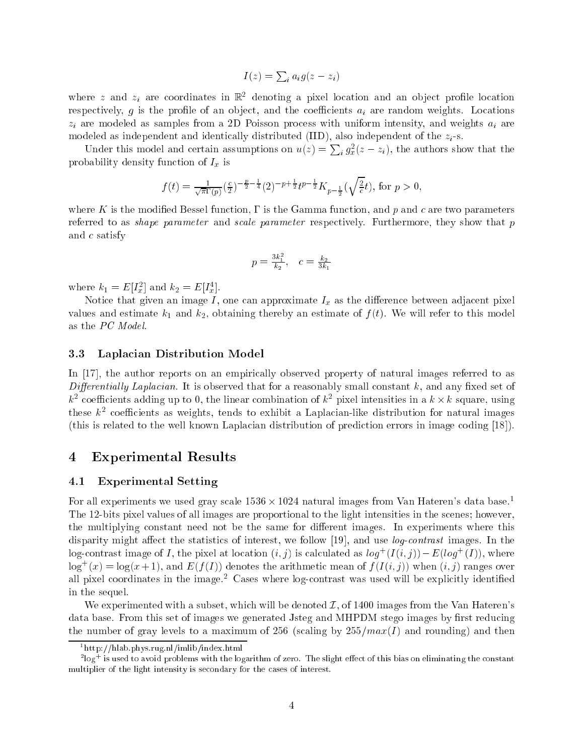$$I(z) = \sum_i a_i g(z - z_i)$$

where $z$ and $z_i$ are coordinates in $\mathbb{R}^2$ denoting a pixel location and an object profile location respectively, $g$ is the profile of an object, and the coefficients $a_i$ are random weights. Locations $z_i$ are modeled as samples from a 2D Poisson process with uniform intensity, and weights $a_i$ are modeled as independent and identically distributed (IID), also independent of the $z_i$-s.

Under this model and certain assumptions on $u(z) = \sum_i g_x^2(z - z_i)$, the authors show that the probability density function of $I_x$ is

$$f(t) = \frac{1}{\sqrt{\pi}\Gamma(p)} (\tfrac{c}{2})^{-\frac{p}{2}-\frac{1}{4}} (2)^{-p+\frac{1}{2}} t^{p-\frac{1}{2}} K_{p-\frac{1}{2}}(\sqrt{\tfrac{2}{c}}t), \text{ for } p > 0,$$

where $K$ is the modified Bessel function, $\Gamma$ is the Gamma function, and $p$ and $c$ are two parameters referred to as *shape parameter* and *scale parameter* respectively. Furthermore, they show that $p$ and $c$ satisfy

$$p = \frac{3k_1^2}{k_2}, \quad c = \frac{k_2}{3k_1}$$

where $k_1 = E[I_x^2]$ and $k_2 = E[I_x^4]$.

Notice that given an image $I$, one can approximate $I_x$ as the difference between adjacent pixel values and estimate $k_1$ and $k_2$, obtaining thereby an estimate of $f(t)$. We will refer to this model as the *PC Model*.

### 3.3 Laplacian Distribution Model

In [17], the author reports on an empirically observed property of natural images referred to as *Differentially Laplacian*. It is observed that for a reasonably small constant $k$, and any fixed set of $k^2$ coefficients adding up to 0, the linear combination of $k^2$ pixel intensities in a $k \times k$ square, using these $k^2$ coefficients as weights, tends to exhibit a Laplacian-like distribution for natural images (this is related to the well known Laplacian distribution of prediction errors in image coding [18]).

## 4 Experimental Results

### 4.1 Experimental Setting

For all experiments we used gray scale $1536 \times 1024$ natural images from Van Hateren's data base.[1] The 12-bits pixel values of all images are proportional to the light intensities in the scenes; however, the multiplying constant need not be the same for different images. In experiments where this disparity might affect the statistics of interest, we follow [19], and use *log-contrast* images. In the log-contrast image of $I$, the pixel at location $(i, j)$ is calculated as $log^+(I(i, j)) - E(log^+(I))$, where $\log^+(x) = \log(x+1)$, and $E(f(I))$ denotes the arithmetic mean of $f(I(i, j))$ when $(i, j)$ ranges over all pixel coordinates in the image.[2] Cases where log-contrast was used will be explicitly identified in the sequel.

We experimented with a subset, which will be denoted $\mathcal{I}$, of 1400 images from the Van Hateren's data base. From this set of images we generated Jsteg and MHPDM stego images by first reducing the number of gray levels to a maximum of 256 (scaling by $255/max(I)$ and rounding) and then

[1] http://hlab.phys.rug.nl/imlib/index.html

[2] $\log^+$ is used to avoid problems with the logarithm of zero. The slight effect of this bias on eliminating the constant multiplier of the light intensity is secondary for the cases of interest.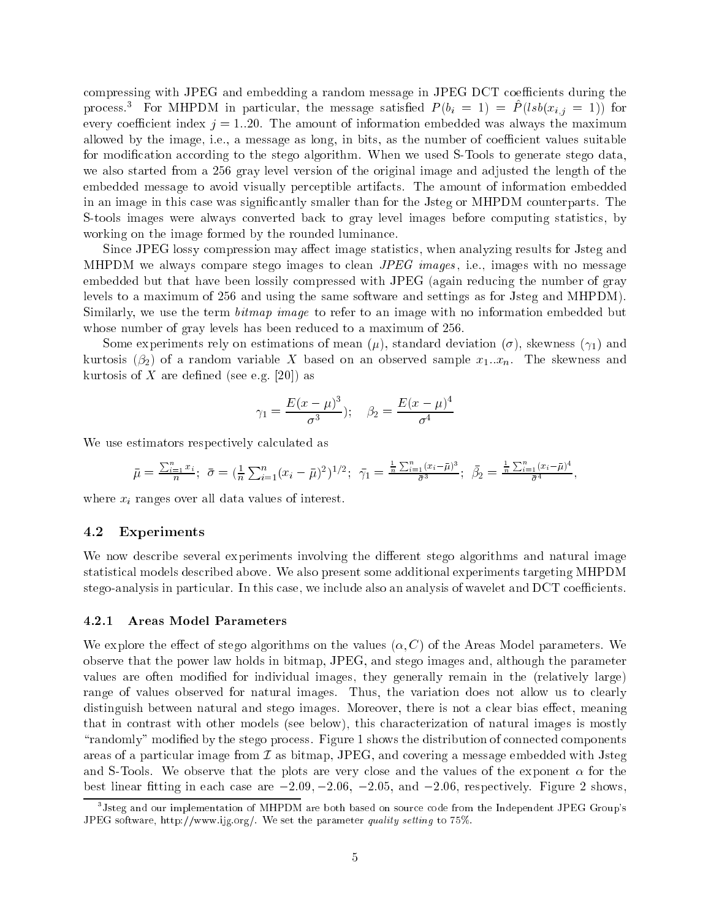compressing with JPEG and embedding a random message in JPEG DCT coefficients during the process.[3] For MHPDM in particular, the message satisfied $P(b_i = 1) = \hat{P}(lsb(x_{i,j} = 1))$ for every coefficient index $j = 1..20$. The amount of information embedded was always the maximum allowed by the image, i.e., a message as long, in bits, as the number of coefficient values suitable for modification according to the stego algorithm. When we used S-Tools to generate stego data, we also started from a 256 gray level version of the original image and adjusted the length of the embedded message to avoid visually perceptible artifacts. The amount of information embedded in an image in this case was significantly smaller than for the Jsteg or MHPDM counterparts. The S-tools images were always converted back to gray level images before computing statistics, by working on the image formed by the rounded luminance.

Since JPEG lossy compression may affect image statistics, when analyzing results for Jsteg and MHPDM we always compare stego images to clean *JPEG images*, i.e., images with no message embedded but that have been lossily compressed with JPEG (again reducing the number of gray levels to a maximum of 256 and using the same software and settings as for Jsteg and MHPDM). Similarly, we use the term *bitmap image* to refer to an image with no information embedded but whose number of gray levels has been reduced to a maximum of 256.

Some experiments rely on estimations of mean ($\mu$), standard deviation ($\sigma$), skewness ($\gamma_1$) and kurtosis ($\beta_2$) of a random variable $X$ based on an observed sample $x_1..x_n$. The skewness and kurtosis of $X$ are defined (see e.g. [20]) as

$$\gamma_1 = \frac{E(x-\mu)^3}{\sigma^3}); \quad \beta_2 = \frac{E(x-\mu)^4}{\sigma^4}$$

We use estimators respectively calculated as

$$\bar{\mu} = \frac{\sum_{i=1}^{n} x_i}{n}; \;\; \bar{\sigma} = (\frac{1}{n}\sum_{i=1}^{n}(x_i - \bar{\mu})^2)^{1/2}; \;\; \bar{\gamma_1} = \frac{\frac{1}{n}\sum_{i=1}^{n}(x_i - \bar{\mu})^3}{\bar{\sigma}^3}; \;\; \bar{\beta}_2 = \frac{\frac{1}{n}\sum_{i=1}^{n}(x_i - \bar{\mu})^4}{\bar{\sigma}^4},$$

where $x_i$ ranges over all data values of interest.

### 4.2 Experiments

We now describe several experiments involving the different stego algorithms and natural image statistical models described above. We also present some additional experiments targeting MHPDM stego-analysis in particular. In this case, we include also an analysis of wavelet and DCT coefficients.

#### 4.2.1 Areas Model Parameters

We explore the effect of stego algorithms on the values $(\alpha, C)$ of the Areas Model parameters. We observe that the power law holds in bitmap, JPEG, and stego images and, although the parameter values are often modified for individual images, they generally remain in the (relatively large) range of values observed for natural images. Thus, the variation does not allow us to clearly distinguish between natural and stego images. Moreover, there is not a clear bias effect, meaning that in contrast with other models (see below), this characterization of natural images is mostly "randomly" modified by the stego process. Figure 1 shows the distribution of connected components areas of a particular image from $\mathcal{I}$ as bitmap, JPEG, and covering a message embedded with Jsteg and S-Tools. We observe that the plots are very close and the values of the exponent $\alpha$ for the best linear fitting in each case are $-2.09$, $-2.06$, $-2.05$, and $-2.06$, respectively. Figure 2 shows,

[3] Jsteg and our implementation of MHPDM are both based on source code from the Independent JPEG Group's JPEG software, http://www.ijg.org/. We set the parameter *quality setting* to 75%.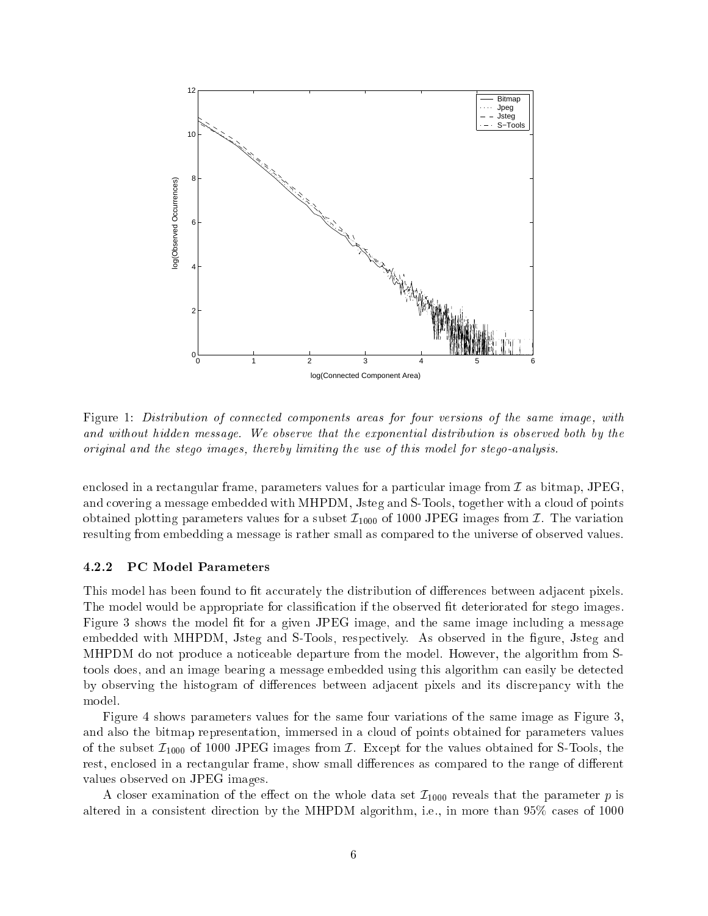Figure 1: *Distribution of connected components areas for four versions of the same image, with and without hidden message. We observe that the exponential distribution is observed both by the original and the stego images, thereby limiting the use of this model for stego-analysis.*

enclosed in a rectangular frame, parameters values for a particular image from $\mathcal{I}$ as bitmap, JPEG, and covering a message embedded with MHPDM, Jsteg and S-Tools, together with a cloud of points obtained plotting parameters values for a subset $\mathcal{I}_{1000}$ of 1000 JPEG images from $\mathcal{I}$. The variation resulting from embedding a message is rather small as compared to the universe of observed values.

#### 4.2.2 PC Model Parameters

This model has been found to fit accurately the distribution of differences between adjacent pixels. The model would be appropriate for classification if the observed fit deteriorated for stego images. Figure 3 shows the model fit for a given JPEG image, and the same image including a message embedded with MHPDM, Jsteg and S-Tools, respectively. As observed in the figure, Jsteg and MHPDM do not produce a noticeable departure from the model. However, the algorithm from S-tools does, and an image bearing a message embedded using this algorithm can easily be detected by observing the histogram of differences between adjacent pixels and its discrepancy with the model.

Figure 4 shows parameters values for the same four variations of the same image as Figure 3, and also the bitmap representation, immersed in a cloud of points obtained for parameters values of the subset $\mathcal{I}_{1000}$ of 1000 JPEG images from $\mathcal{I}$. Except for the values obtained for S-Tools, the rest, enclosed in a rectangular frame, show small differences as compared to the range of different values observed on JPEG images.

A closer examination of the effect on the whole data set $\mathcal{I}_{1000}$ reveals that the parameter $p$ is altered in a consistent direction by the MHPDM algorithm, i.e., in more than 95% cases of 1000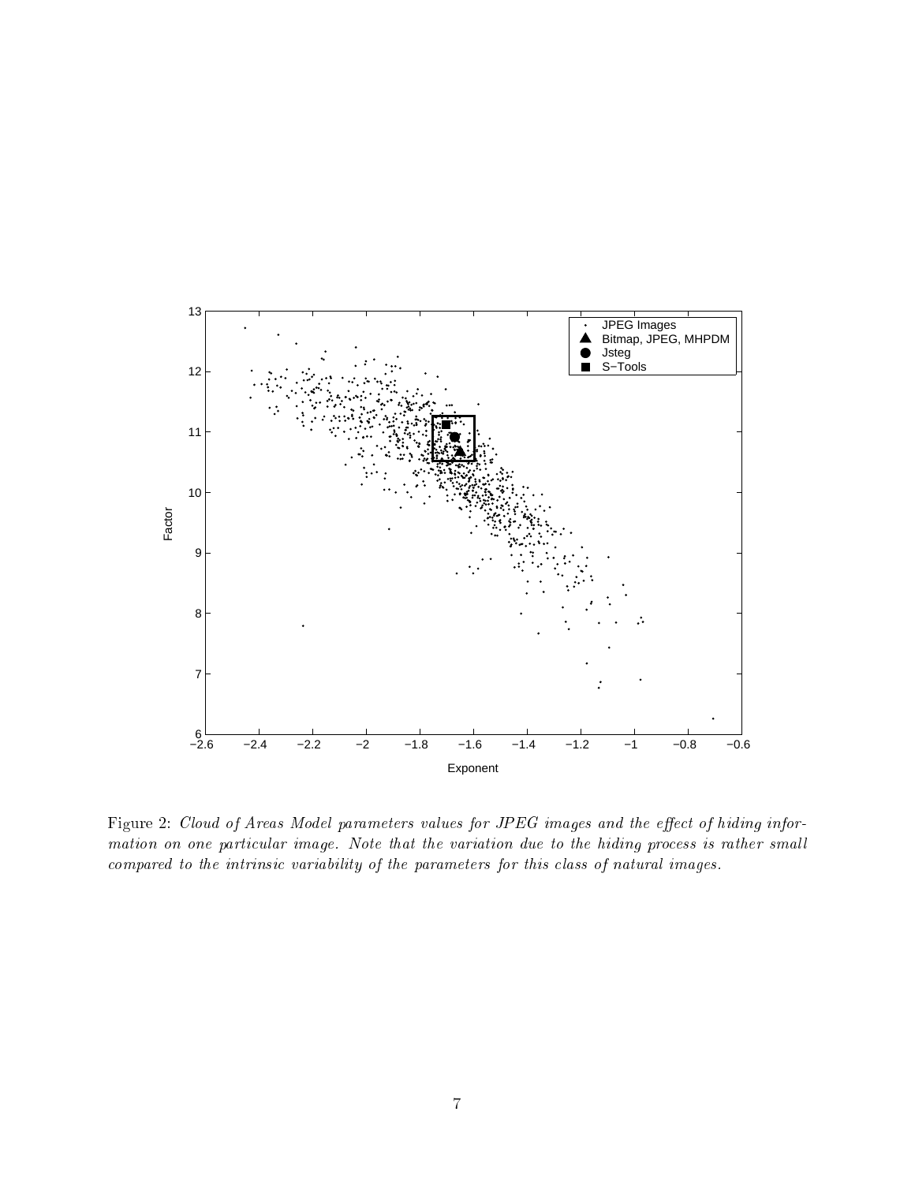Figure 2: *Cloud of Areas Model parameters values for JPEG images and the effect of hiding information on one particular image. Note that the variation due to the hiding process is rather small compared to the intrinsic variability of the parameters for this class of natural images.*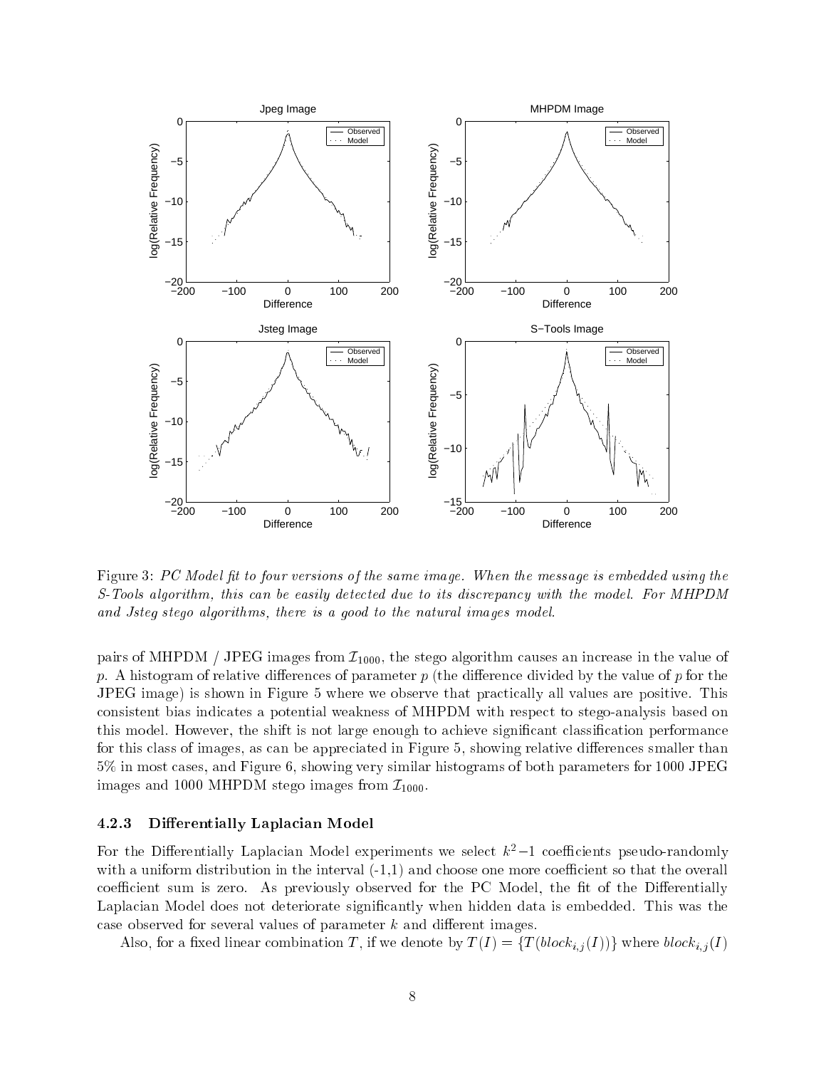Figure 3: *PC Model fit to four versions of the same image. When the message is embedded using the S-Tools algorithm, this can be easily detected due to its discrepancy with the model. For MHPDM and Jsteg stego algorithms, there is a good to the natural images model.*

pairs of MHPDM / JPEG images from $\mathcal{I}_{1000}$, the stego algorithm causes an increase in the value of $p$. A histogram of relative differences of parameter $p$ (the difference divided by the value of $p$ for the JPEG image) is shown in Figure 5 where we observe that practically all values are positive. This consistent bias indicates a potential weakness of MHPDM with respect to stego-analysis based on this model. However, the shift is not large enough to achieve significant classification performance for this class of images, as can be appreciated in Figure 5, showing relative differences smaller than 5% in most cases, and Figure 6, showing very similar histograms of both parameters for 1000 JPEG images and 1000 MHPDM stego images from $\mathcal{I}_{1000}$.

#### 4.2.3 Differentially Laplacian Model

For the Differentially Laplacian Model experiments we select $k^2-1$ coefficients pseudo-randomly with a uniform distribution in the interval (-1,1) and choose one more coefficient so that the overall coefficient sum is zero. As previously observed for the PC Model, the fit of the Differentially Laplacian Model does not deteriorate significantly when hidden data is embedded. This was the case observed for several values of parameter $k$ and different images.

Also, for a fixed linear combination $T$, if we denote by $T(I) = \{T(block_{i,j}(I))\}$ where $block_{i,j}(I)$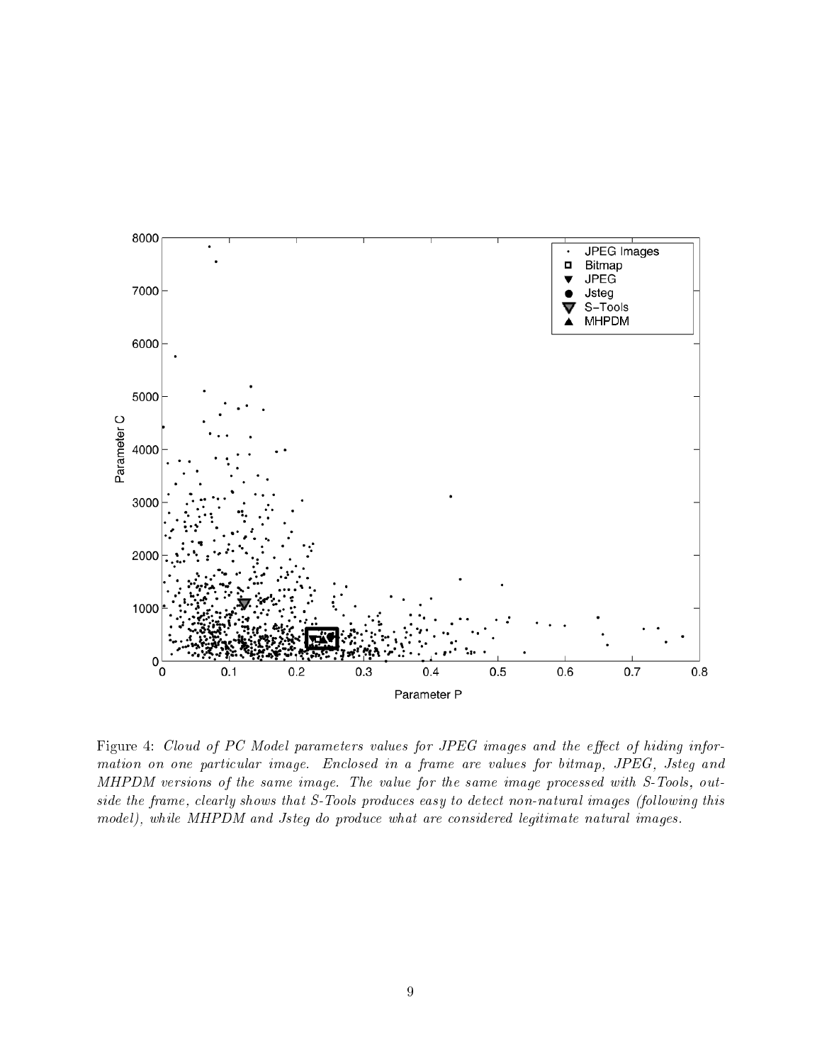Figure 4: *Cloud of PC Model parameters values for JPEG images and the effect of hiding information on one particular image. Enclosed in a frame are values for bitmap, JPEG, Jsteg and MHPDM versions of the same image. The value for the same image processed with S-Tools, outside the frame, clearly shows that S-Tools produces easy to detect non-natural images (following this model), while MHPDM and Jsteg do produce what are considered legitimate natural images.*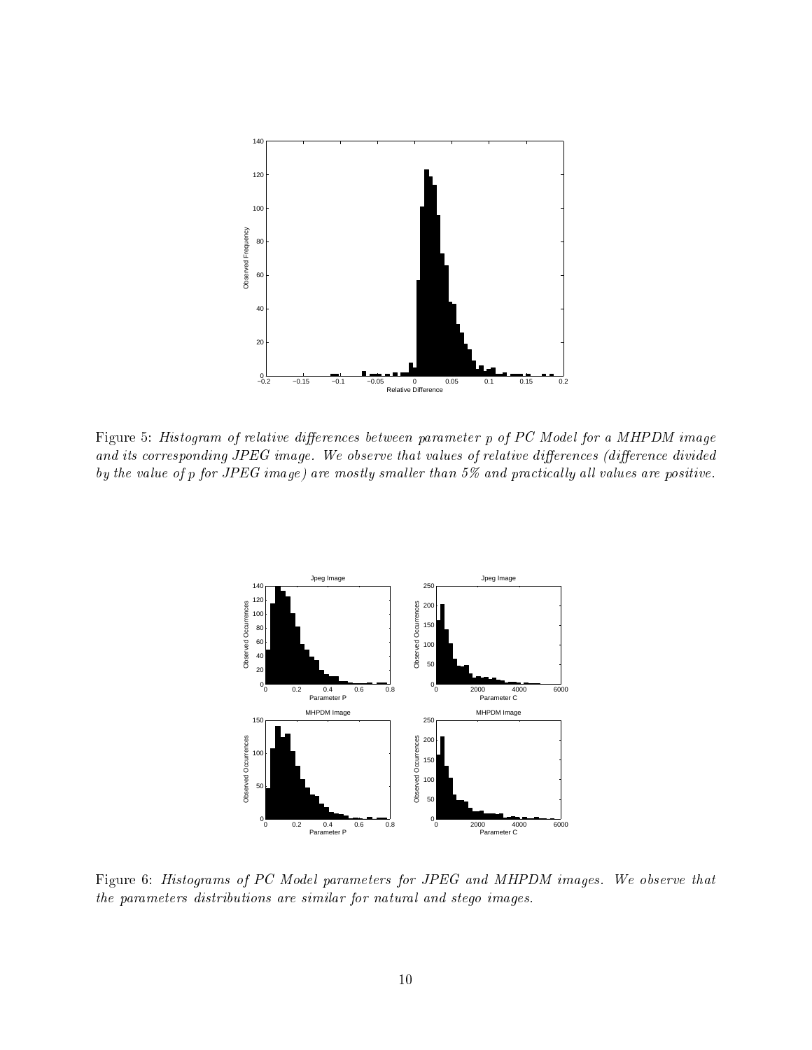Figure 5: *Histogram of relative differences between parameter $p$ of PC Model for a MHPDM image and its corresponding JPEG image. We observe that values of relative differences (difference divided by the value of $p$ for JPEG image) are mostly smaller than 5% and practically all values are positive.*

Figure 6: *Histograms of PC Model parameters for JPEG and MHPDM images. We observe that the parameters distributions are similar for natural and stego images.*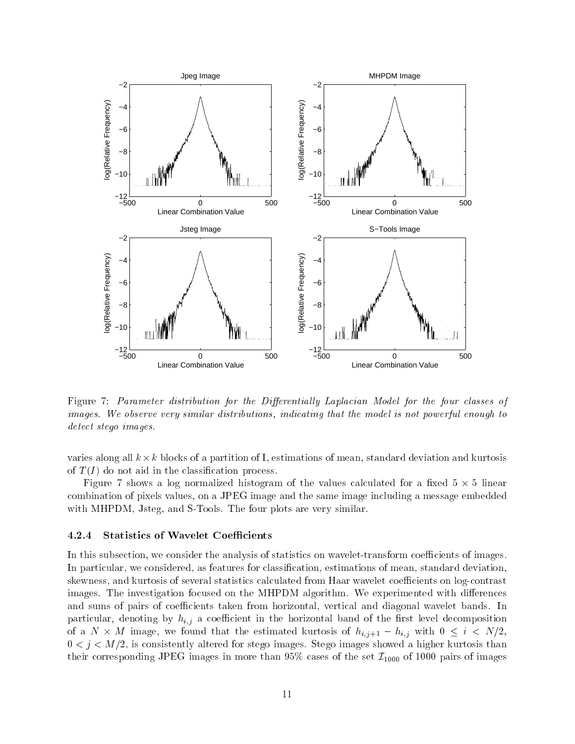Figure 7: *Parameter distribution for the Differentially Laplacian Model for the four classes of images. We observe very similar distributions, indicating that the model is not powerful enough to detect stego images.*

varies along all $k \times k$ blocks of a partition of I, estimations of mean, standard deviation and kurtosis of $T(I)$ do not aid in the classification process.

Figure 7 shows a log normalized histogram of the values calculated for a fixed $5 \times 5$ linear combination of pixels values, on a JPEG image and the same image including a message embedded with MHPDM, Jsteg, and S-Tools. The four plots are very similar.

### 4.2.4 Statistics of Wavelet Coefficients

In this subsection, we consider the analysis of statistics on wavelet-transform coefficients of images. In particular, we considered, as features for classification, estimations of mean, standard deviation, skewness, and kurtosis of several statistics calculated from Haar wavelet coefficients on log-contrast images. The investigation focused on the MHPDM algorithm. We experimented with differences and sums of pairs of coefficients taken from horizontal, vertical and diagonal wavelet bands. In particular, denoting by $h_{i,j}$ a coefficient in the horizontal band of the first level decomposition of a $N \times M$ image, we found that the estimated kurtosis of $h_{i,j+1} - h_{i,j}$ with $0 \leq i < N/2$, $0 < j < M/2$, is consistently altered for stego images. Stego images showed a higher kurtosis than their corresponding JPEG images in more than 95% cases of the set $\mathcal{I}_{1000}$ of 1000 pairs of images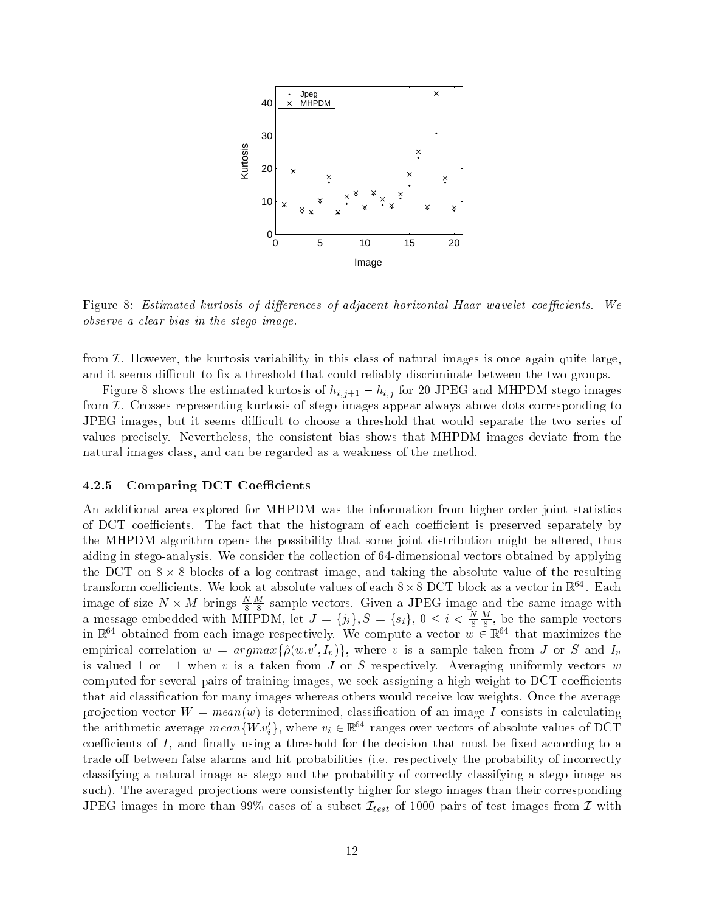Figure 8: *Estimated kurtosis of differences of adjacent horizontal Haar wavelet coefficients. We observe a clear bias in the stego image.*

from $\mathcal{I}$. However, the kurtosis variability in this class of natural images is once again quite large, and it seems difficult to fix a threshold that could reliably discriminate between the two groups.

Figure 8 shows the estimated kurtosis of $h_{i,j+1} - h_{i,j}$ for 20 JPEG and MHPDM stego images from $\mathcal{I}$. Crosses representing kurtosis of stego images appear always above dots corresponding to JPEG images, but it seems difficult to choose a threshold that would separate the two series of values precisely. Nevertheless, the consistent bias shows that MHPDM images deviate from the natural images class, and can be regarded as a weakness of the method.

#### 4.2.5 Comparing DCT Coefficients

An additional area explored for MHPDM was the information from higher order joint statistics of DCT coefficients. The fact that the histogram of each coefficient is preserved separately by the MHPDM algorithm opens the possibility that some joint distribution might be altered, thus aiding in stego-analysis. We consider the collection of 64-dimensional vectors obtained by applying the DCT on $8 \times 8$ blocks of a log-contrast image, and taking the absolute value of the resulting transform coefficients. We look at absolute values of each $8 \times 8$ DCT block as a vector in $\mathbb{R}^{64}$. Each image of size $N \times M$ brings $\frac{N}{8}\frac{M}{8}$ sample vectors. Given a JPEG image and the same image with a message embedded with MHPDM, let $J = \{j_i\}, S = \{s_i\}$, $0 \leq i < \frac{N}{8}\frac{M}{8}$, be the sample vectors in $\mathbb{R}^{64}$ obtained from each image respectively. We compute a vector $w \in \mathbb{R}^{64}$ that maximizes the empirical correlation $w = argmax\{\hat{\rho}(w.v', I_v)\}$, where $v$ is a sample taken from $J$ or $S$ and $I_v$ is valued 1 or $-1$ when $v$ is a taken from $J$ or $S$ respectively. Averaging uniformly vectors $w$ computed for several pairs of training images, we seek assigning a high weight to DCT coefficients that aid classification for many images whereas others would receive low weights. Once the average projection vector $W = mean(w)$ is determined, classification of an image $I$ consists in calculating the arithmetic average $mean\{W.v_i'\}$, where $v_i \in \mathbb{R}^{64}$ ranges over vectors of absolute values of DCT coefficients of $I$, and finally using a threshold for the decision that must be fixed according to a trade off between false alarms and hit probabilities (i.e. respectively the probability of incorrectly classifying a natural image as stego and the probability of correctly classifying a stego image as such). The averaged projections were consistently higher for stego images than their corresponding JPEG images in more than 99% cases of a subset $\mathcal{I}_{test}$ of 1000 pairs of test images from $\mathcal{I}$ with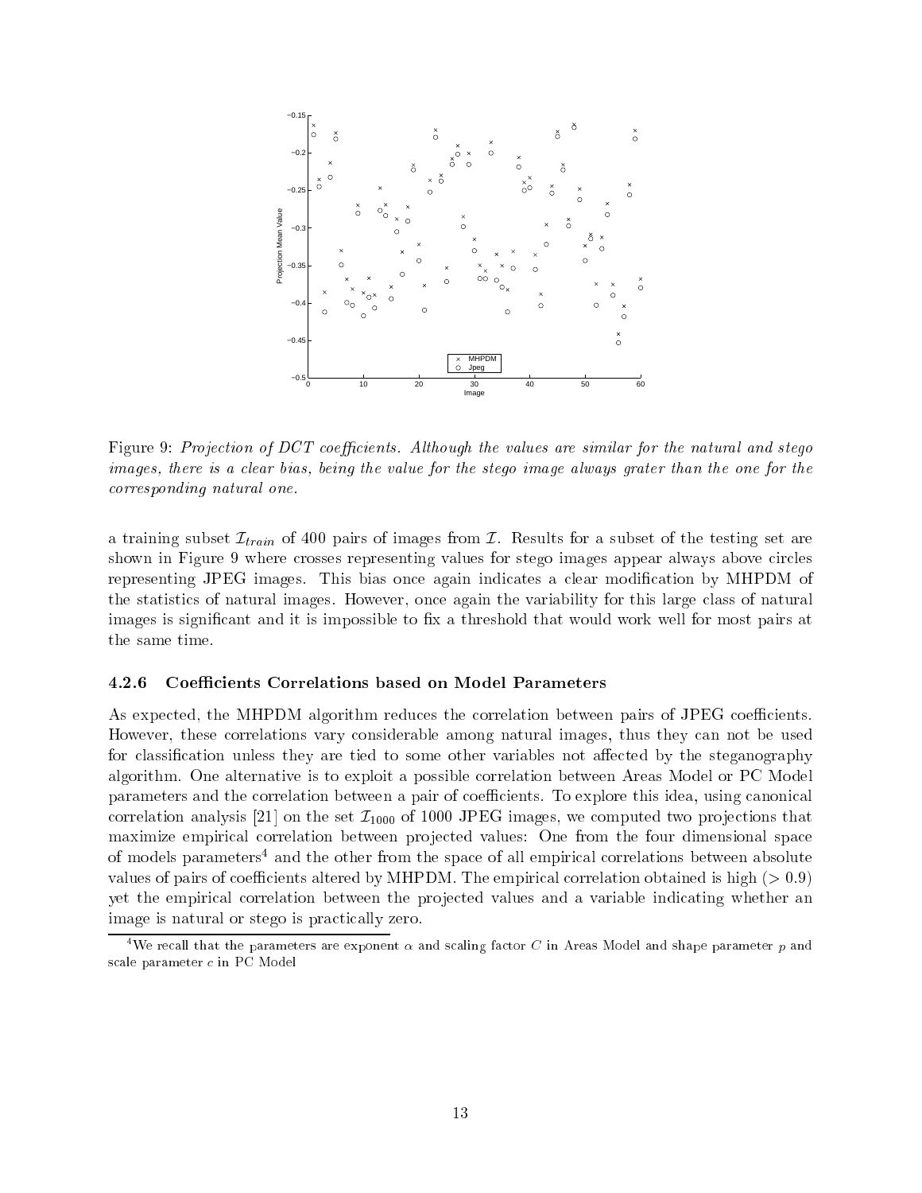Figure 9: *Projection of DCT coefficients. Although the values are similar for the natural and stego images, there is a clear bias, being the value for the stego image always grater than the one for the corresponding natural one.*

a training subset $\mathcal{I}_{train}$ of 400 pairs of images from $\mathcal{I}$. Results for a subset of the testing set are shown in Figure 9 where crosses representing values for stego images appear always above circles representing JPEG images. This bias once again indicates a clear modification by MHPDM of the statistics of natural images. However, once again the variability for this large class of natural images is significant and it is impossible to fix a threshold that would work well for most pairs at the same time.

### 4.2.6 Coefficients Correlations based on Model Parameters

As expected, the MHPDM algorithm reduces the correlation between pairs of JPEG coefficients. However, these correlations vary considerable among natural images, thus they can not be used for classification unless they are tied to some other variables not affected by the steganography algorithm. One alternative is to exploit a possible correlation between Areas Model or PC Model parameters and the correlation between a pair of coefficients. To explore this idea, using canonical correlation analysis [21] on the set $\mathcal{I}_{1000}$ of 1000 JPEG images, we computed two projections that maximize empirical correlation between projected values: One from the four dimensional space of models parameters[4] and the other from the space of all empirical correlations between absolute values of pairs of coefficients altered by MHPDM. The empirical correlation obtained is high ($> 0.9$) yet the empirical correlation between the projected values and a variable indicating whether an image is natural or stego is practically zero.

[4] We recall that the parameters are exponent $\alpha$ and scaling factor $C$ in Areas Model and shape parameter $p$ and scale parameter $c$ in PC Model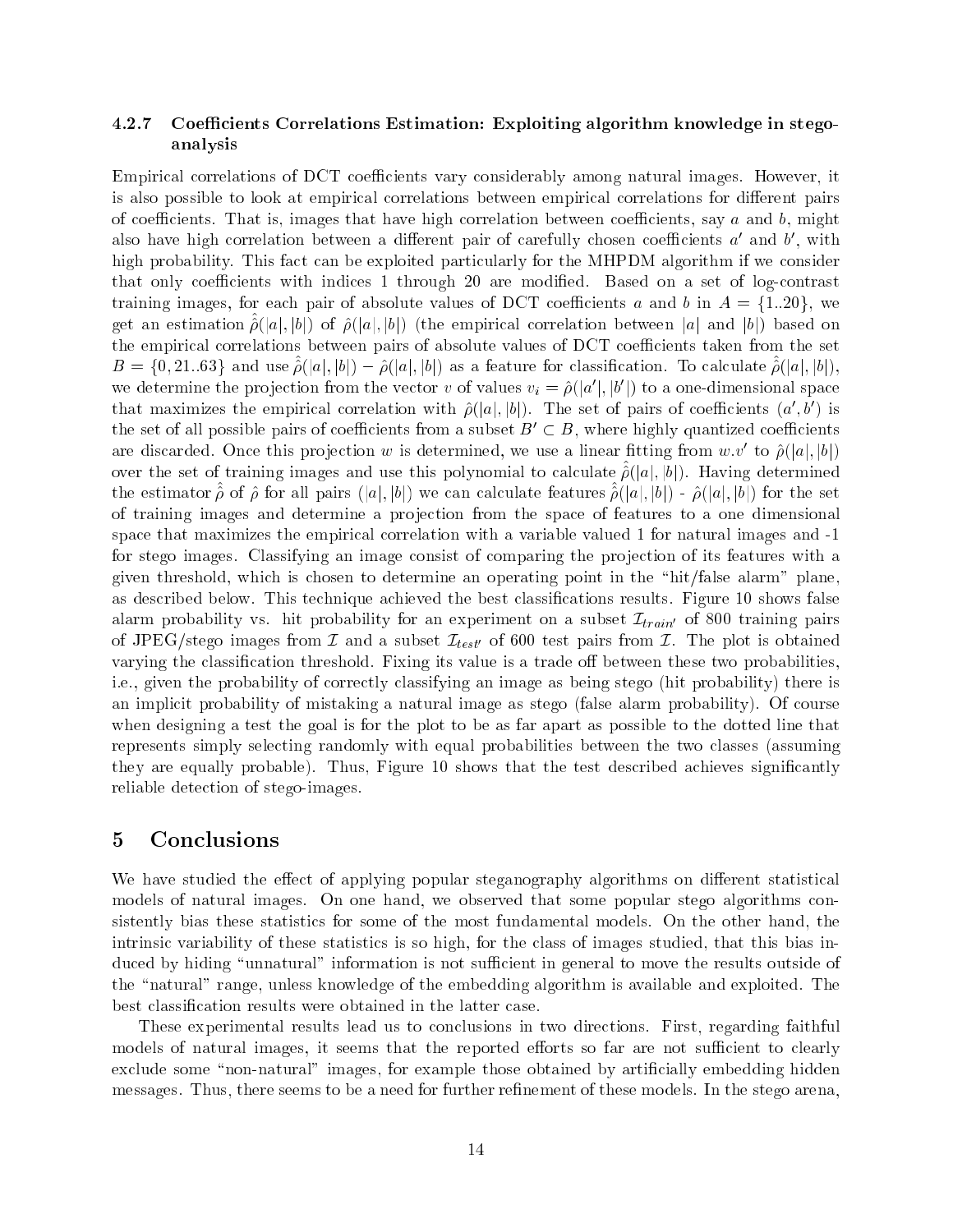### 4.2.7 Coefficients Correlations Estimation: Exploiting algorithm knowledge in stego-analysis

Empirical correlations of DCT coefficients vary considerably among natural images. However, it is also possible to look at empirical correlations between empirical correlations for different pairs of coefficients. That is, images that have high correlation between coefficients, say $a$ and $b$, might also have high correlation between a different pair of carefully chosen coefficients $a'$ and $b'$, with high probability. This fact can be exploited particularly for the MHPDM algorithm if we consider that only coefficients with indices 1 through 20 are modified. Based on a set of log-contrast training images, for each pair of absolute values of DCT coefficients $a$ and $b$ in $A = \{1..20\}$, we get an estimation $\hat{\hat{\rho}}(|a|,|b|)$ of $\hat{\rho}(|a|,|b|)$ (the empirical correlation between $|a|$ and $|b|$) based on the empirical correlations between pairs of absolute values of DCT coefficients taken from the set $B = \{0, 21..63\}$ and use $\hat{\hat{\rho}}(|a|,|b|) - \hat{\rho}(|a|,|b|)$ as a feature for classification. To calculate $\hat{\hat{\rho}}(|a|,|b|)$, we determine the projection from the vector $v$ of values $v_i = \hat{\rho}(|a'|,|b'|)$ to a one-dimensional space that maximizes the empirical correlation with $\hat{\rho}(|a|,|b|)$. The set of pairs of coefficients $(a', b')$ is the set of all possible pairs of coefficients from a subset $B' \subset B$, where highly quantized coefficients are discarded. Once this projection $w$ is determined, we use a linear fitting from $w.v'$ to $\hat{\rho}(|a|,|b|)$ over the set of training images and use this polynomial to calculate $\hat{\hat{\rho}}(|a|,|b|)$. Having determined the estimator $\hat{\hat{\rho}}$ of $\hat{\rho}$ for all pairs $(|a|,|b|)$ we can calculate features $\hat{\hat{\rho}}(|a|,|b|)$ - $\hat{\rho}(|a|,|b|)$ for the set of training images and determine a projection from the space of features to a one dimensional space that maximizes the empirical correlation with a variable valued 1 for natural images and -1 for stego images. Classifying an image consist of comparing the projection of its features with a given threshold, which is chosen to determine an operating point in the "hit/false alarm" plane, as described below. This technique achieved the best classifications results. Figure 10 shows false alarm probability vs. hit probability for an experiment on a subset $\mathcal{I}_{train'}$ of 800 training pairs of JPEG/stego images from $\mathcal{I}$ and a subset $\mathcal{I}_{test'}$ of 600 test pairs from $\mathcal{I}$. The plot is obtained varying the classification threshold. Fixing its value is a trade off between these two probabilities, i.e., given the probability of correctly classifying an image as being stego (hit probability) there is an implicit probability of mistaking a natural image as stego (false alarm probability). Of course when designing a test the goal is for the plot to be as far apart as possible to the dotted line that represents simply selecting randomly with equal probabilities between the two classes (assuming they are equally probable). Thus, Figure 10 shows that the test described achieves significantly reliable detection of stego-images.

## 5 Conclusions

We have studied the effect of applying popular steganography algorithms on different statistical models of natural images. On one hand, we observed that some popular stego algorithms consistently bias these statistics for some of the most fundamental models. On the other hand, the intrinsic variability of these statistics is so high, for the class of images studied, that this bias induced by hiding "unnatural" information is not sufficient in general to move the results outside of the "natural" range, unless knowledge of the embedding algorithm is available and exploited. The best classification results were obtained in the latter case.

These experimental results lead us to conclusions in two directions. First, regarding faithful models of natural images, it seems that the reported efforts so far are not sufficient to clearly exclude some "non-natural" images, for example those obtained by artificially embedding hidden messages. Thus, there seems to be a need for further refinement of these models. In the stego arena,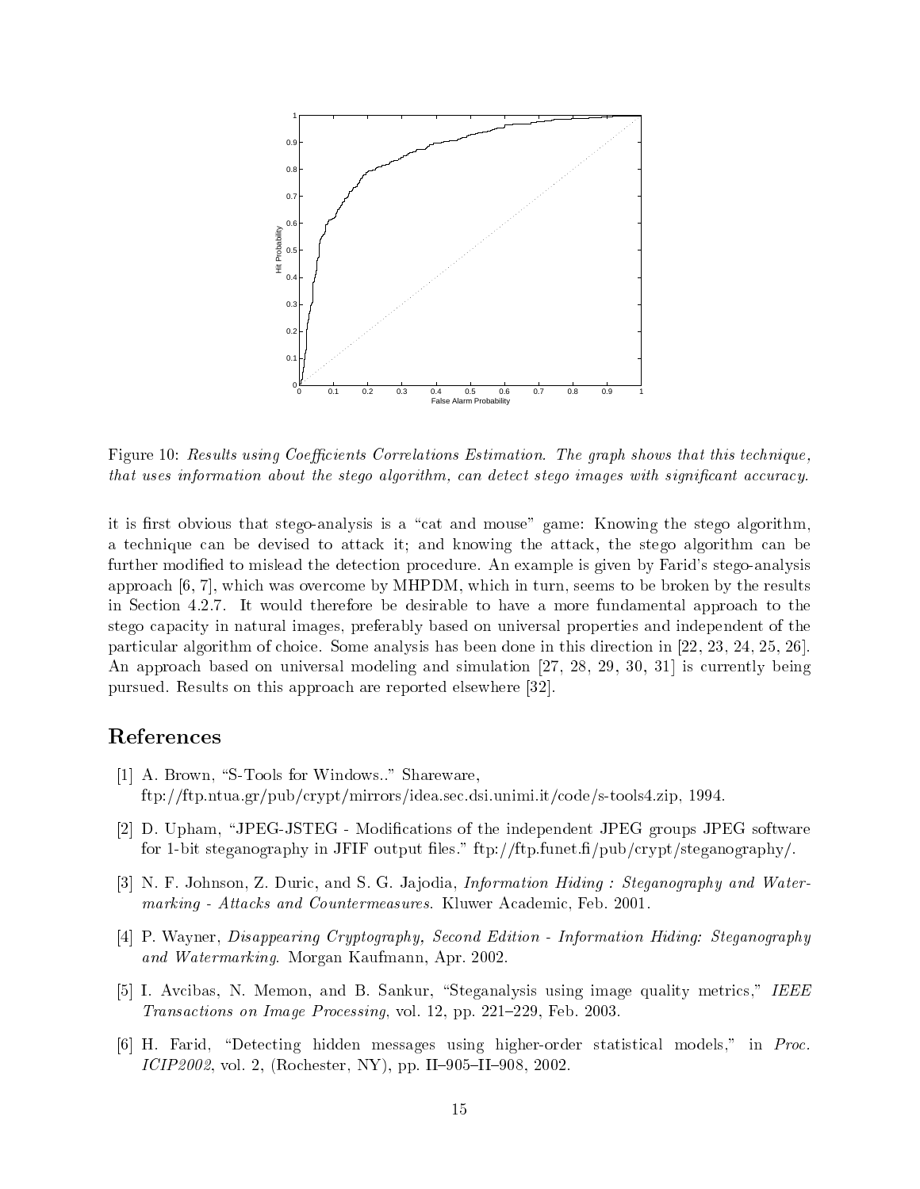Figure 10: *Results using Coefficients Correlations Estimation. The graph shows that this technique, that uses information about the stego algorithm, can detect stego images with significant accuracy.*

it is first obvious that stego-analysis is a "cat and mouse" game: Knowing the stego algorithm, a technique can be devised to attack it; and knowing the attack, the stego algorithm can be further modified to mislead the detection procedure. An example is given by Farid's stego-analysis approach [6, 7], which was overcome by MHPDM, which in turn, seems to be broken by the results in Section 4.2.7. It would therefore be desirable to have a more fundamental approach to the stego capacity in natural images, preferably based on universal properties and independent of the particular algorithm of choice. Some analysis has been done in this direction in [22, 23, 24, 25, 26]. An approach based on universal modeling and simulation [27, 28, 29, 30, 31] is currently being pursued. Results on this approach are reported elsewhere [32].

# References

[1] A. Brown, "S-Tools for Windows.." Shareware, ftp://ftp.ntua.gr/pub/crypt/mirrors/idea.sec.dsi.unimi.it/code/s-tools4.zip, 1994.

[2] D. Upham, "JPEG-JSTEG - Modifications of the independent JPEG groups JPEG software for 1-bit steganography in JFIF output files." ftp://ftp.funet.fi/pub/crypt/steganography/.

[3] N. F. Johnson, Z. Duric, and S. G. Jajodia, *Information Hiding : Steganography and Watermarking - Attacks and Countermeasures*. Kluwer Academic, Feb. 2001.

[4] P. Wayner, *Disappearing Cryptography, Second Edition - Information Hiding: Steganography and Watermarking*. Morgan Kaufmann, Apr. 2002.

[5] I. Avcibas, N. Memon, and B. Sankur, "Steganalysis using image quality metrics," *IEEE Transactions on Image Processing*, vol. 12, pp. 221–229, Feb. 2003.

[6] H. Farid, "Detecting hidden messages using higher-order statistical models," in *Proc. ICIP2002*, vol. 2, (Rochester, NY), pp. II–905–II–908, 2002.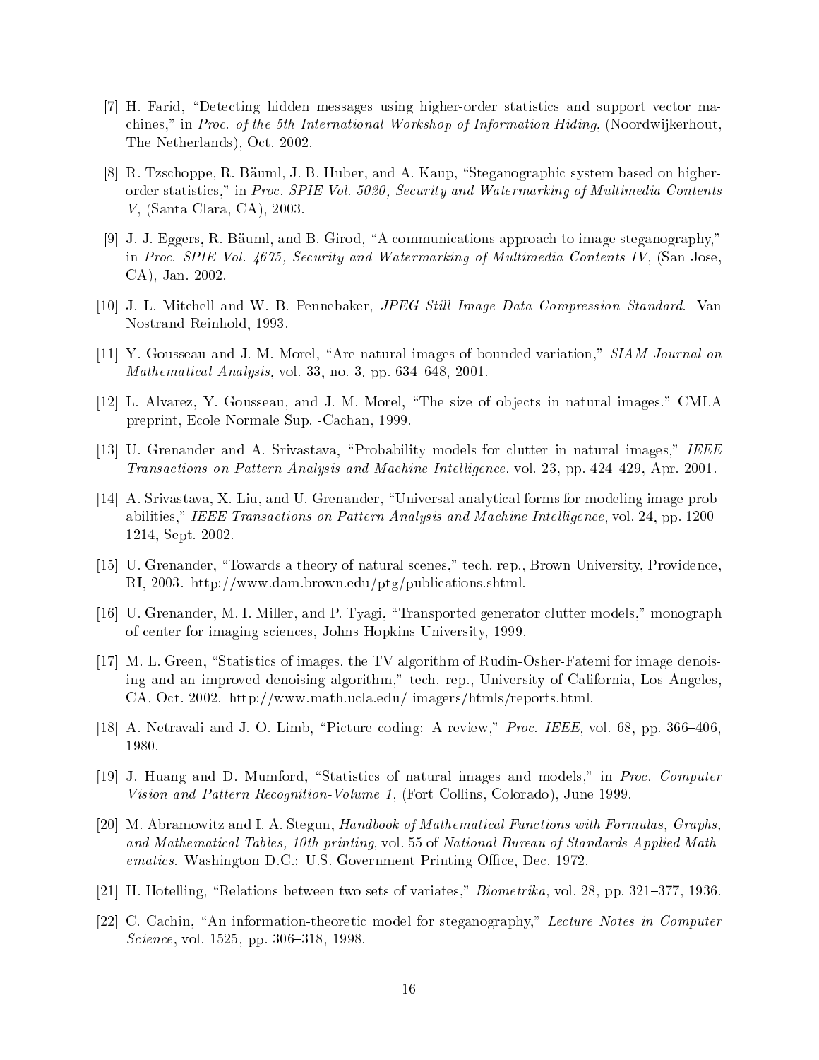[7] H. Farid, "Detecting hidden messages using higher-order statistics and support vector machines," in *Proc. of the 5th International Workshop of Information Hiding*, (Noordwijkerhout, The Netherlands), Oct. 2002.

[8] R. Tzschoppe, R. Bäuml, J. B. Huber, and A. Kaup, "Steganographic system based on higher-order statistics," in *Proc. SPIE Vol. 5020, Security and Watermarking of Multimedia Contents V*, (Santa Clara, CA), 2003.

[9] J. J. Eggers, R. Bäuml, and B. Girod, "A communications approach to image steganography," in *Proc. SPIE Vol. 4675, Security and Watermarking of Multimedia Contents IV*, (San Jose, CA), Jan. 2002.

[10] J. L. Mitchell and W. B. Pennebaker, *JPEG Still Image Data Compression Standard*. Van Nostrand Reinhold, 1993.

[11] Y. Gousseau and J. M. Morel, "Are natural images of bounded variation," *SIAM Journal on Mathematical Analysis*, vol. 33, no. 3, pp. 634–648, 2001.

[12] L. Alvarez, Y. Gousseau, and J. M. Morel, "The size of objects in natural images." CMLA preprint, Ecole Normale Sup. -Cachan, 1999.

[13] U. Grenander and A. Srivastava, "Probability models for clutter in natural images," *IEEE Transactions on Pattern Analysis and Machine Intelligence*, vol. 23, pp. 424–429, Apr. 2001.

[14] A. Srivastava, X. Liu, and U. Grenander, "Universal analytical forms for modeling image probabilities," *IEEE Transactions on Pattern Analysis and Machine Intelligence*, vol. 24, pp. 1200–1214, Sept. 2002.

[15] U. Grenander, "Towards a theory of natural scenes," tech. rep., Brown University, Providence, RI, 2003. http://www.dam.brown.edu/ptg/publications.shtml.

[16] U. Grenander, M. I. Miller, and P. Tyagi, "Transported generator clutter models," monograph of center for imaging sciences, Johns Hopkins University, 1999.

[17] M. L. Green, "Statistics of images, the TV algorithm of Rudin-Osher-Fatemi for image denoising and an improved denoising algorithm," tech. rep., University of California, Los Angeles, CA, Oct. 2002. http://www.math.ucla.edu/ imagers/htmls/reports.html.

[18] A. Netravali and J. O. Limb, "Picture coding: A review," *Proc. IEEE*, vol. 68, pp. 366–406, 1980.

[19] J. Huang and D. Mumford, "Statistics of natural images and models," in *Proc. Computer Vision and Pattern Recognition-Volume 1*, (Fort Collins, Colorado), June 1999.

[20] M. Abramowitz and I. A. Stegun, *Handbook of Mathematical Functions with Formulas, Graphs, and Mathematical Tables, 10th printing*, vol. 55 of *National Bureau of Standards Applied Mathematics*. Washington D.C.: U.S. Government Printing Office, Dec. 1972.

[21] H. Hotelling, "Relations between two sets of variates," *Biometrika*, vol. 28, pp. 321–377, 1936.

[22] C. Cachin, "An information-theoretic model for steganography," *Lecture Notes in Computer Science*, vol. 1525, pp. 306–318, 1998.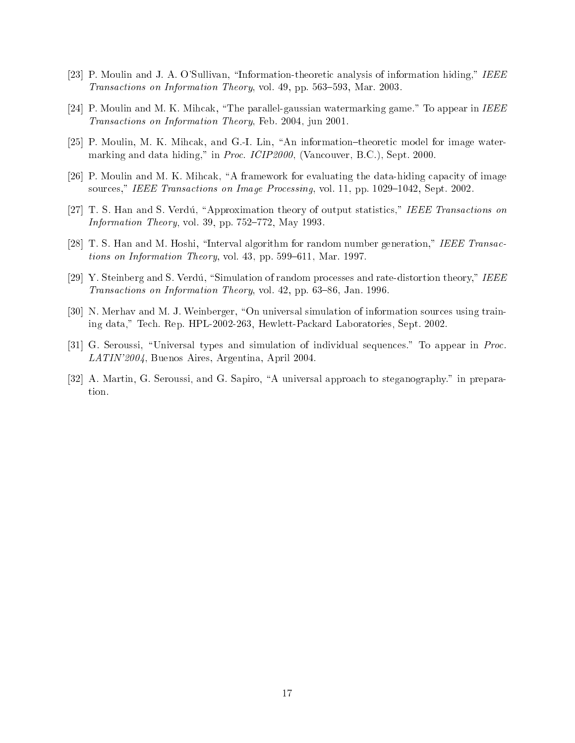[23] P. Moulin and J. A. O'Sullivan, "Information-theoretic analysis of information hiding," *IEEE Transactions on Information Theory*, vol. 49, pp. 563–593, Mar. 2003.

[24] P. Moulin and M. K. Mihcak, "The parallel-gaussian watermarking game." To appear in *IEEE Transactions on Information Theory*, Feb. 2004, jun 2001.

[25] P. Moulin, M. K. Mihcak, and G.-I. Lin, "An information–theoretic model for image watermarking and data hiding," in *Proc. ICIP2000*, (Vancouver, B.C.), Sept. 2000.

[26] P. Moulin and M. K. Mihcak, "A framework for evaluating the data-hiding capacity of image sources," *IEEE Transactions on Image Processing*, vol. 11, pp. 1029–1042, Sept. 2002.

[27] T. S. Han and S. Verdú, "Approximation theory of output statistics," *IEEE Transactions on Information Theory*, vol. 39, pp. 752–772, May 1993.

[28] T. S. Han and M. Hoshi, "Interval algorithm for random number generation," *IEEE Transactions on Information Theory*, vol. 43, pp. 599–611, Mar. 1997.

[29] Y. Steinberg and S. Verdú, "Simulation of random processes and rate-distortion theory," *IEEE Transactions on Information Theory*, vol. 42, pp. 63–86, Jan. 1996.

[30] N. Merhav and M. J. Weinberger, "On universal simulation of information sources using training data," Tech. Rep. HPL-2002-263, Hewlett-Packard Laboratories, Sept. 2002.

[31] G. Seroussi, "Universal types and simulation of individual sequences." To appear in *Proc. LATIN'2004*, Buenos Aires, Argentina, April 2004.

[32] A. Martin, G. Seroussi, and G. Sapiro, "A universal approach to steganography." in preparation.